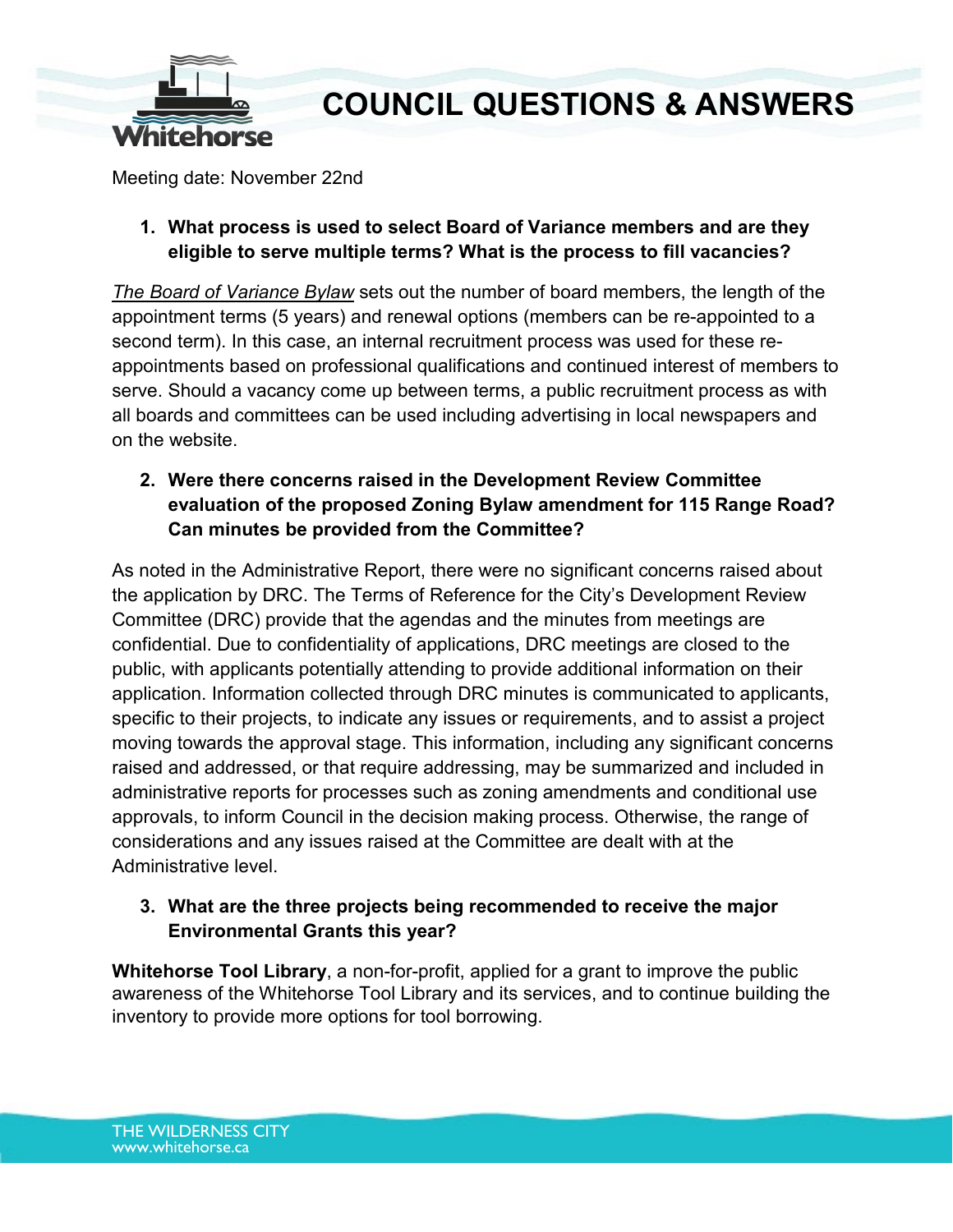# COUNCIL QUESTIONS & ANSWERS

Meeting date: November 22nd

1. **What process is used to select Board of Variance members and are they eligible to serve multiple terms? What is the process to fill vacancies?**

*The Board of Variance Bylaw* sets out the number of board members, the length of the appointment terms (5 years) and renewal options (members can be re-appointed to a second term). In this case, an internal recruitment process was used for these re-appointments based on professional qualifications and continued interest of members to serve. Should a vacancy come up between terms, a public recruitment process as with all boards and committees can be used including advertising in local newspapers and on the website.

2. **Were there concerns raised in the Development Review Committee evaluation of the proposed Zoning Bylaw amendment for 115 Range Road? Can minutes be provided from the Committee?**

As noted in the Administrative Report, there were no significant concerns raised about the application by DRC. The Terms of Reference for the City's Development Review Committee (DRC) provide that the agendas and the minutes from meetings are confidential. Due to confidentiality of applications, DRC meetings are closed to the public, with applicants potentially attending to provide additional information on their application. Information collected through DRC minutes is communicated to applicants, specific to their projects, to indicate any issues or requirements, and to assist a project moving towards the approval stage. This information, including any significant concerns raised and addressed, or that require addressing, may be summarized and included in administrative reports for processes such as zoning amendments and conditional use approvals, to inform Council in the decision making process. Otherwise, the range of considerations and any issues raised at the Committee are dealt with at the Administrative level.

3. **What are the three projects being recommended to receive the major Environmental Grants this year?**

**Whitehorse Tool Library**, a non-for-profit, applied for a grant to improve the public awareness of the Whitehorse Tool Library and its services, and to continue building the inventory to provide more options for tool borrowing.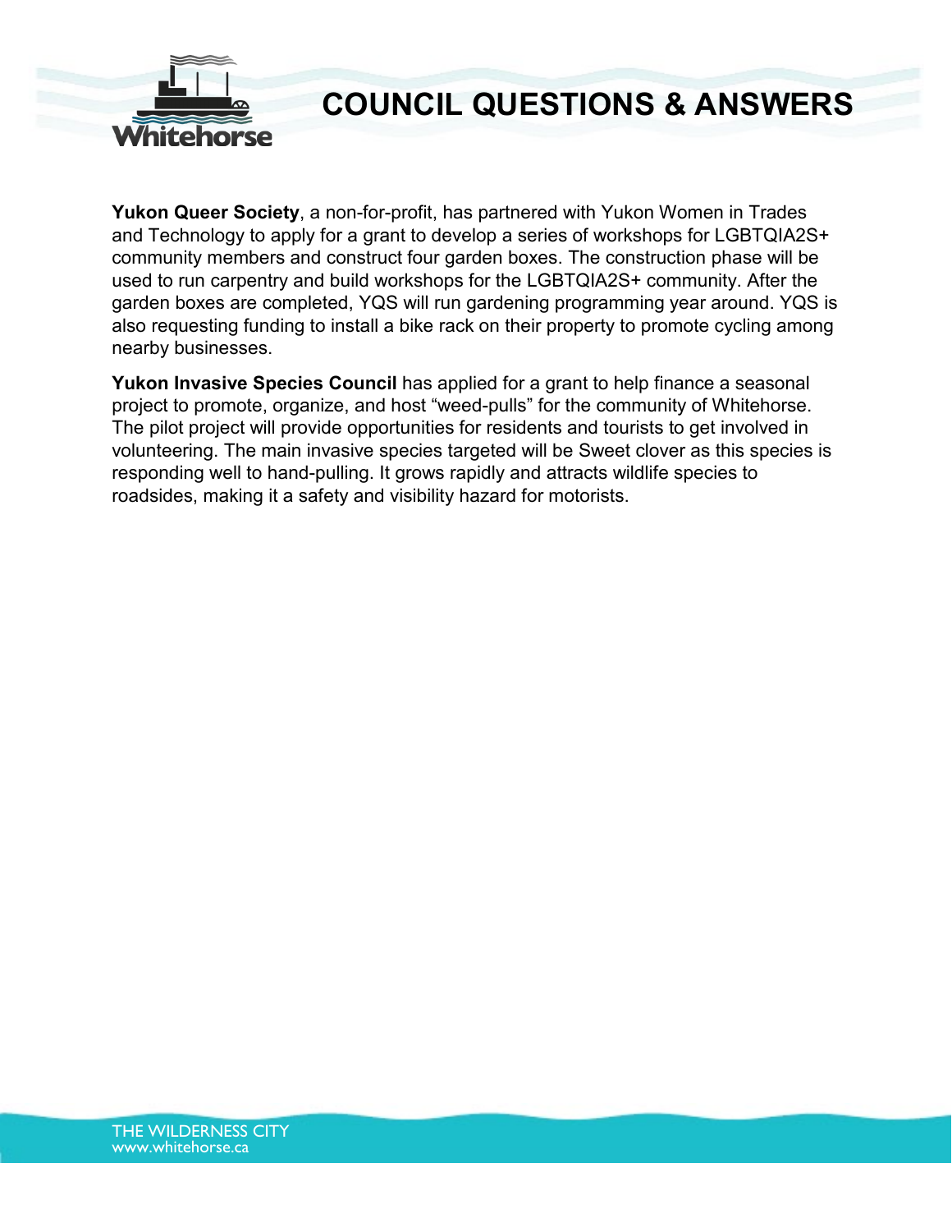**Yukon Queer Society**, a non-for-profit, has partnered with Yukon Women in Trades and Technology to apply for a grant to develop a series of workshops for LGBTQIA2S+ community members and construct four garden boxes. The construction phase will be used to run carpentry and build workshops for the LGBTQIA2S+ community. After the garden boxes are completed, YQS will run gardening programming year around. YQS is also requesting funding to install a bike rack on their property to promote cycling among nearby businesses.

**Yukon Invasive Species Council** has applied for a grant to help finance a seasonal project to promote, organize, and host "weed-pulls" for the community of Whitehorse. The pilot project will provide opportunities for residents and tourists to get involved in volunteering. The main invasive species targeted will be Sweet clover as this species is responding well to hand-pulling. It grows rapidly and attracts wildlife species to roadsides, making it a safety and visibility hazard for motorists.